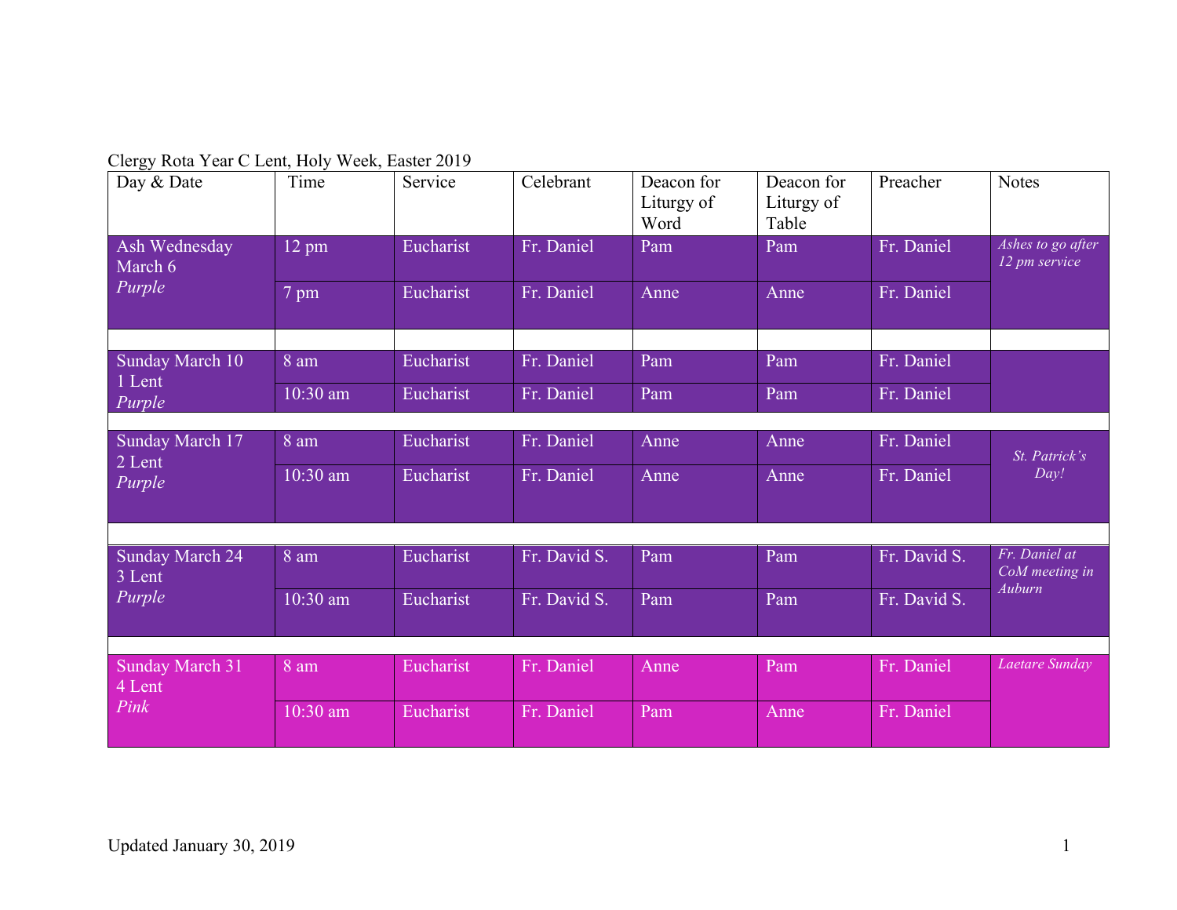Clergy Rota Year C Lent, Holy Week, Easter 2019

| Day & Date | Time | Service | Celebrant | Deacon for Liturgy of Word | Deacon for Liturgy of Table | Preacher | Notes |
|---|---|---|---|---|---|---|---|
| Ash Wednesday March 6 *Purple* | 12 pm | Eucharist | Fr. Daniel | Pam | Pam | Fr. Daniel | *Ashes to go after 12 pm service* |
| | 7 pm | Eucharist | Fr. Daniel | Anne | Anne | Fr. Daniel | |
| | | | | | | | |
| Sunday March 10 1 Lent *Purple* | 8 am | Eucharist | Fr. Daniel | Pam | Pam | Fr. Daniel | |
| | 10:30 am | Eucharist | Fr. Daniel | Pam | Pam | Fr. Daniel | |
| | | | | | | | |
| Sunday March 17 2 Lent *Purple* | 8 am | Eucharist | Fr. Daniel | Anne | Anne | Fr. Daniel | *St. Patrick's Day!* |
| | 10:30 am | Eucharist | Fr. Daniel | Anne | Anne | Fr. Daniel | |
| | | | | | | | |
| Sunday March 24 3 Lent *Purple* | 8 am | Eucharist | Fr. David S. | Pam | Pam | Fr. David S. | *Fr. Daniel at CoM meeting in Auburn* |
| | 10:30 am | Eucharist | Fr. David S. | Pam | Pam | Fr. David S. | |
| | | | | | | | |
| Sunday March 31 4 Lent *Pink* | 8 am | Eucharist | Fr. Daniel | Anne | Pam | Fr. Daniel | *Laetare Sunday* |
| | 10:30 am | Eucharist | Fr. Daniel | Pam | Anne | Fr. Daniel | |

Updated January 30, 2019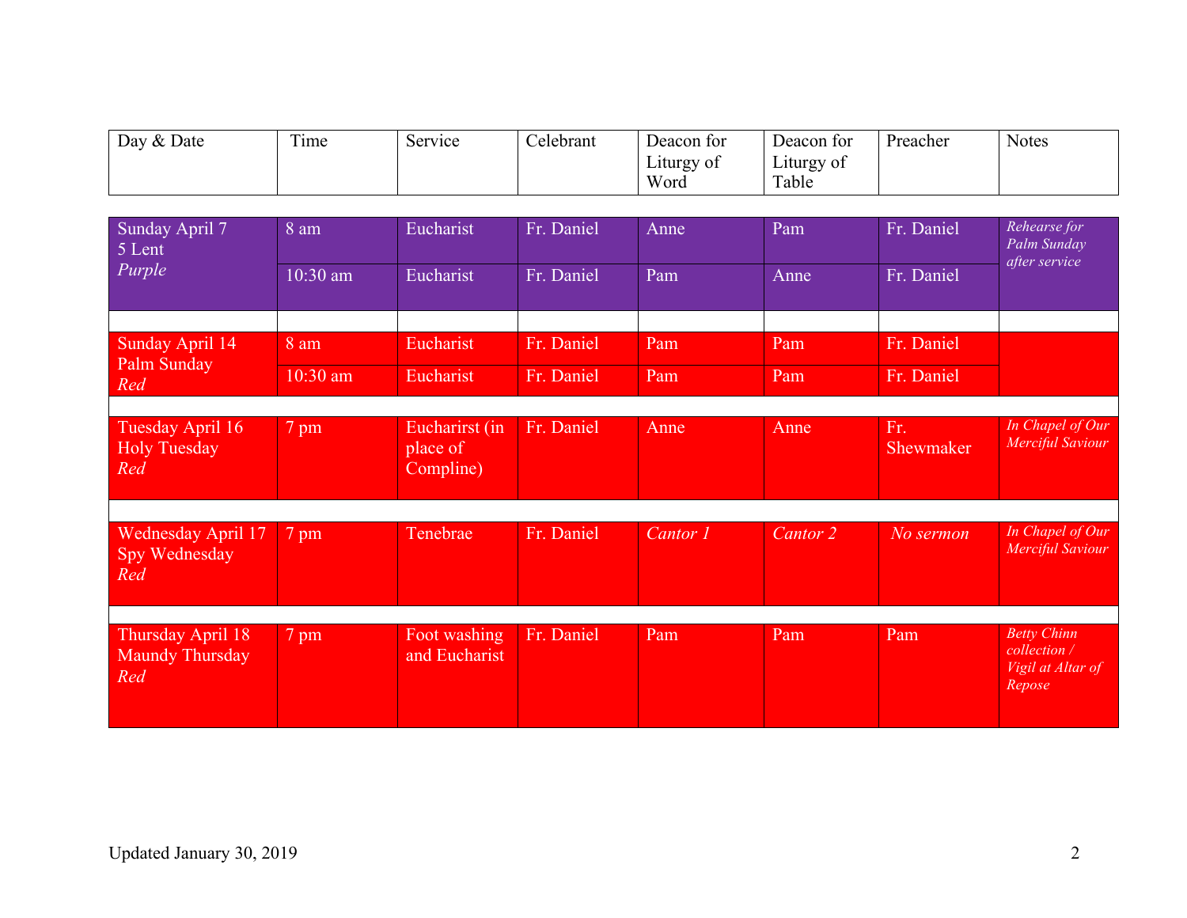| Day & Date | Time | Service | Celebrant | Deacon for Liturgy of Word | Deacon for Liturgy of Table | Preacher | Notes |
|---|---|---|---|---|---|---|---|
| Sunday April 7<br>5 Lent<br>*Purple* | 8 am | Eucharist | Fr. Daniel | Anne | Pam | Fr. Daniel | *Rehearse for Palm Sunday after service* |
| | 10:30 am | Eucharist | Fr. Daniel | Pam | Anne | Fr. Daniel | |
| | | | | | | | |
| Sunday April 14<br>Palm Sunday<br>*Red* | 8 am | Eucharist | Fr. Daniel | Pam | Pam | Fr. Daniel | |
| | 10:30 am | Eucharist | Fr. Daniel | Pam | Pam | Fr. Daniel | |
| | | | | | | | |
| Tuesday April 16<br>Holy Tuesday<br>*Red* | 7 pm | Eucharirst (in place of Compline) | Fr. Daniel | Anne | Anne | Fr. Shewmaker | *In Chapel of Our Merciful Saviour* |
| | | | | | | | |
| Wednesday April 17<br>Spy Wednesday<br>*Red* | 7 pm | Tenebrae | Fr. Daniel | *Cantor 1* | *Cantor 2* | *No sermon* | *In Chapel of Our Merciful Saviour* |
| | | | | | | | |
| Thursday April 18<br>Maundy Thursday<br>*Red* | 7 pm | Foot washing and Eucharist | Fr. Daniel | Pam | Pam | Pam | *Betty Chinn collection / Vigil at Altar of Repose* |

Updated January 30, 2019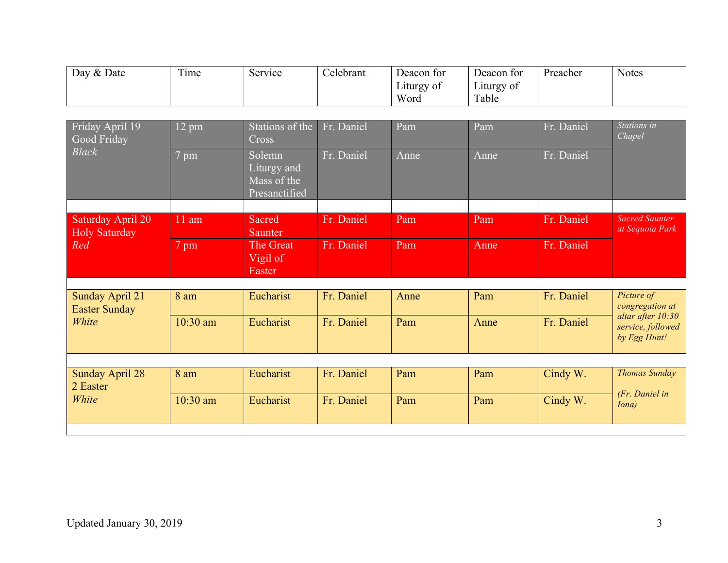| Day & Date | Time | Service | Celebrant | Deacon for Liturgy of Word | Deacon for Liturgy of Table | Preacher | Notes |
|---|---|---|---|---|---|---|---|
| Friday April 19 Good Friday *Black* | 12 pm | Stations of the Cross | Fr. Daniel | Pam | Pam | Fr. Daniel | *Stations in Chapel* |
| | 7 pm | Solemn Liturgy and Mass of the Presanctified | Fr. Daniel | Anne | Anne | Fr. Daniel | |
| Saturday April 20 Holy Saturday *Red* | 11 am | Sacred Saunter | Fr. Daniel | Pam | Pam | Fr. Daniel | *Sacred Saunter at Sequoia Park* |
| | 7 pm | The Great Vigil of Easter | Fr. Daniel | Pam | Anne | Fr. Daniel | |
| Sunday April 21 Easter Sunday *White* | 8 am | Eucharist | Fr. Daniel | Anne | Pam | Fr. Daniel | *Picture of congregation at altar after 10:30 service, followed by Egg Hunt!* |
| | 10:30 am | Eucharist | Fr. Daniel | Pam | Anne | Fr. Daniel | |
| Sunday April 28 2 Easter *White* | 8 am | Eucharist | Fr. Daniel | Pam | Pam | Cindy W. | *Thomas Sunday* *(Fr. Daniel in Iona)* |
| | 10:30 am | Eucharist | Fr. Daniel | Pam | Pam | Cindy W. | |

Updated January 30, 2019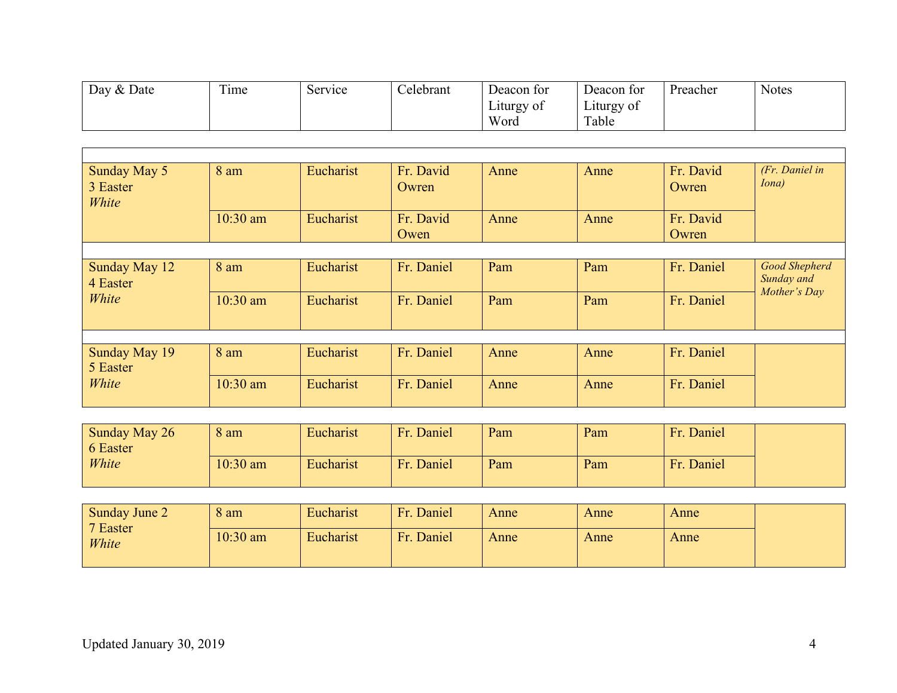| Day & Date | Time | Service | Celebrant | Deacon for Liturgy of Word | Deacon for Liturgy of Table | Preacher | Notes |
|---|---|---|---|---|---|---|---|
| Sunday May 5<br>3 Easter<br>*White* | 8 am | Eucharist | Fr. David Owren | Anne | Anne | Fr. David Owren | *(Fr. Daniel in Iona)* |
| | 10:30 am | Eucharist | Fr. David Owen | Anne | Anne | Fr. David Owren | |
| Sunday May 12<br>4 Easter<br>*White* | 8 am | Eucharist | Fr. Daniel | Pam | Pam | Fr. Daniel | *Good Shepherd Sunday and Mother's Day* |
| | 10:30 am | Eucharist | Fr. Daniel | Pam | Pam | Fr. Daniel | |
| Sunday May 19<br>5 Easter<br>*White* | 8 am | Eucharist | Fr. Daniel | Anne | Anne | Fr. Daniel | |
| | 10:30 am | Eucharist | Fr. Daniel | Anne | Anne | Fr. Daniel | |
| Sunday May 26<br>6 Easter<br>*White* | 8 am | Eucharist | Fr. Daniel | Pam | Pam | Fr. Daniel | |
| | 10:30 am | Eucharist | Fr. Daniel | Pam | Pam | Fr. Daniel | |
| Sunday June 2<br>7 Easter<br>*White* | 8 am | Eucharist | Fr. Daniel | Anne | Anne | Anne | |
| | 10:30 am | Eucharist | Fr. Daniel | Anne | Anne | Anne | |

Updated January 30, 2019